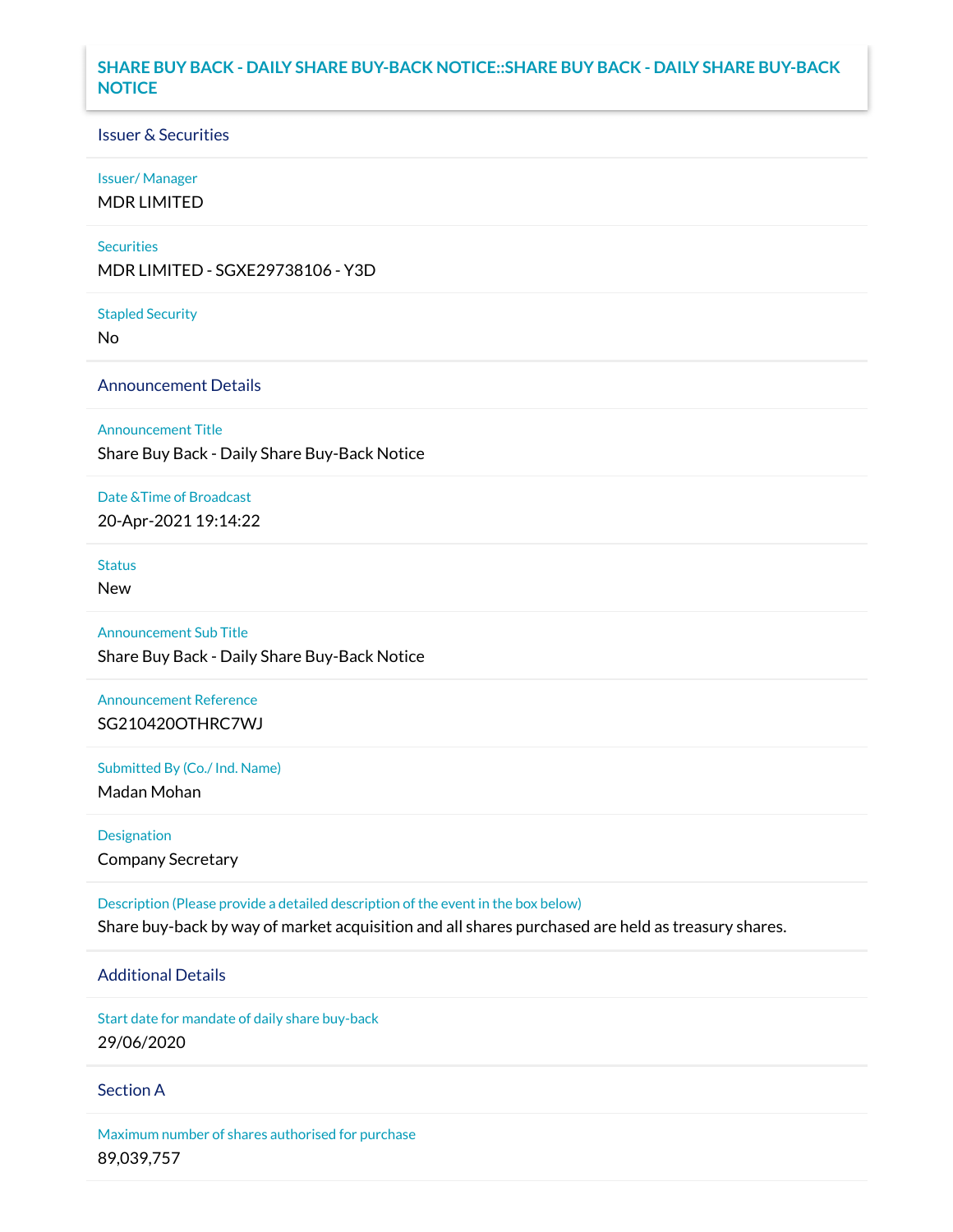## SHARE BUY BACK - DAILY SHARE BUY-BACK NOTICE::SHARE BUY BACK - DAILY SHARE BUY-BACK NOTICE

### Issuer & Securities

**Issuer/ Manager**

MDR LIMITED

**Securities**

MDR LIMITED - SGXE29738106 - Y3D

**Stapled Security**

No

### Announcement Details

**Announcement Title**

Share Buy Back - Daily Share Buy-Back Notice

**Date &Time of Broadcast**

20-Apr-2021 19:14:22

**Status**

New

**Announcement Sub Title**

Share Buy Back - Daily Share Buy-Back Notice

**Announcement Reference**

SG210420OTHRC7WJ

**Submitted By (Co./ Ind. Name)**

Madan Mohan

**Designation**

Company Secretary

**Description (Please provide a detailed description of the event in the box below)**

Share buy-back by way of market acquisition and all shares purchased are held as treasury shares.

### Additional Details

**Start date for mandate of daily share buy-back**

29/06/2020

### Section A

**Maximum number of shares authorised for purchase**

89,039,757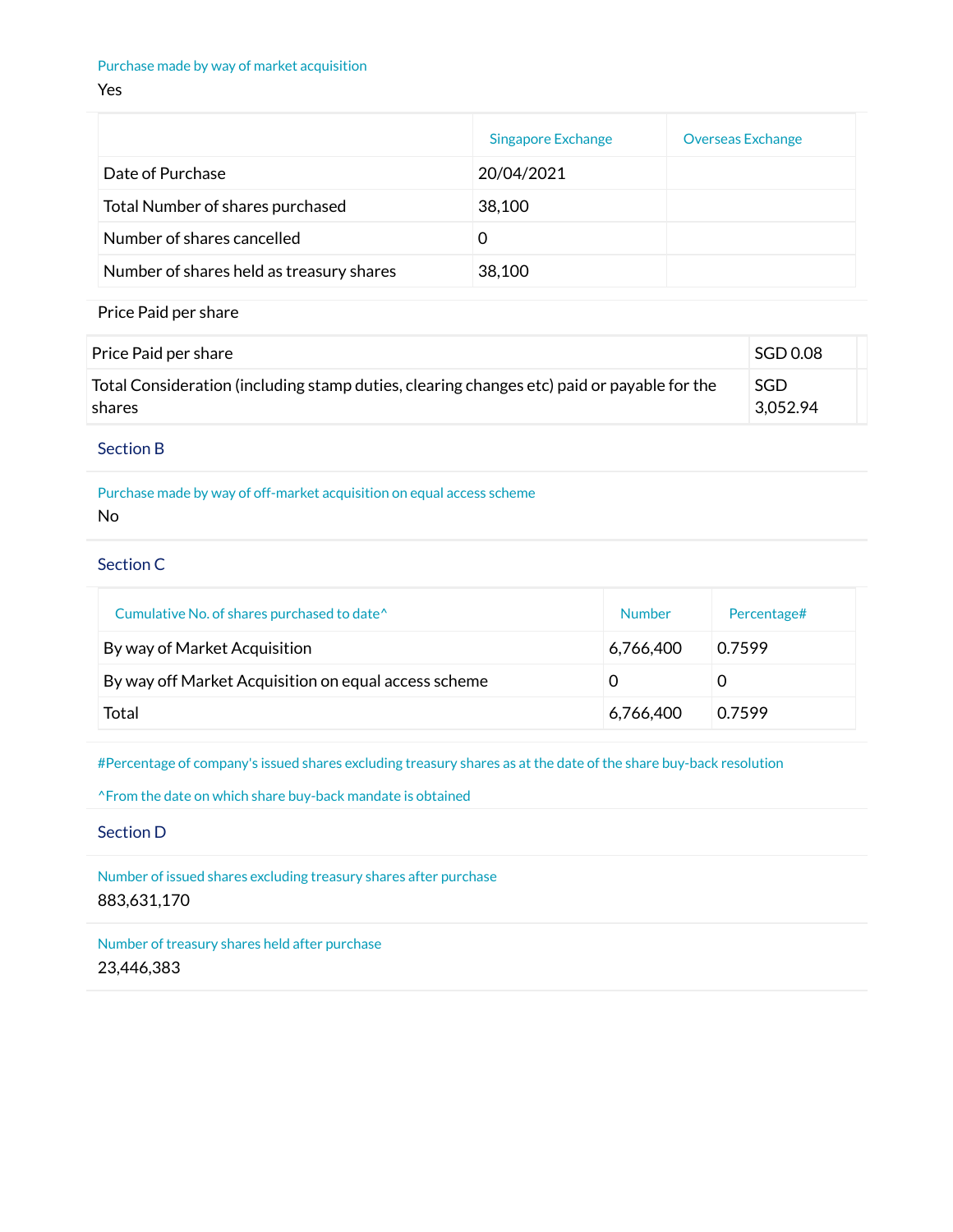Purchase made by way of market acquisition

Yes

| | Singapore Exchange | Overseas Exchange |
|---|---|---|
| Date of Purchase | 20/04/2021 | |
| Total Number of shares purchased | 38,100 | |
| Number of shares cancelled | 0 | |
| Number of shares held as treasury shares | 38,100 | |

Price Paid per share

| | | |
|---|---|---|
| Price Paid per share | SGD 0.08 | |
| Total Consideration (including stamp duties, clearing changes etc) paid or payable for the shares | SGD 3,052.94 | |

## Section B

Purchase made by way of off-market acquisition on equal access scheme

No

## Section C

| Cumulative No. of shares purchased to date^ | Number | Percentage# |
|---|---|---|
| By way of Market Acquisition | 6,766,400 | 0.7599 |
| By way off Market Acquisition on equal access scheme | 0 | 0 |
| Total | 6,766,400 | 0.7599 |

#Percentage of company's issued shares excluding treasury shares as at the date of the share buy-back resolution

^From the date on which share buy-back mandate is obtained

## Section D

Number of issued shares excluding treasury shares after purchase

883,631,170

Number of treasury shares held after purchase

23,446,383